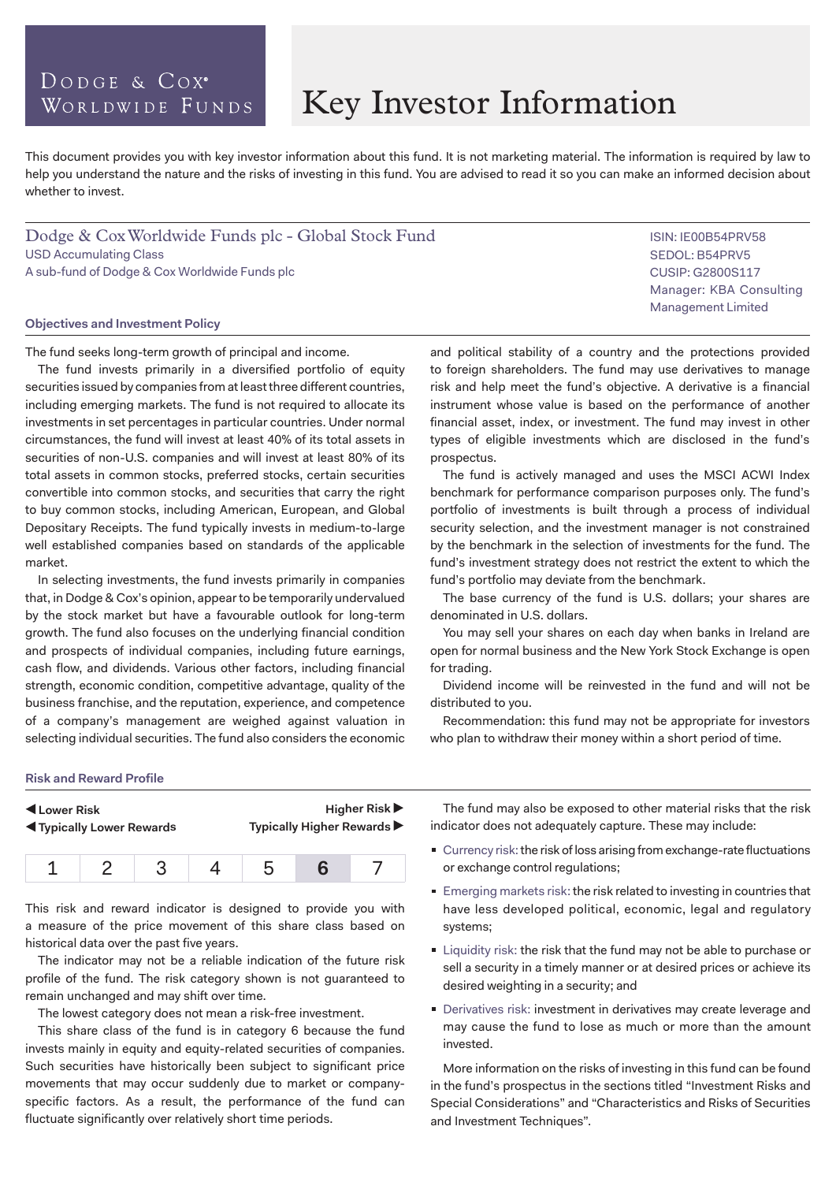Dodge & Cox Worldwide Funds

# Key Investor Information

This document provides you with key investor information about this fund. It is not marketing material. The information is required by law to help you understand the nature and the risks of investing in this fund. You are advised to read it so you can make an informed decision about whether to invest.

## Dodge & Cox Worldwide Funds plc - Global Stock Fund

USD Accumulating Class
A sub-fund of Dodge & Cox Worldwide Funds plc

ISIN: IE00B54PRV58
SEDOL: B54PRV5
CUSIP: G2800S117
Manager: KBA Consulting Management Limited

### Objectives and Investment Policy

The fund seeks long-term growth of principal and income.

The fund invests primarily in a diversified portfolio of equity securities issued by companies from at least three different countries, including emerging markets. The fund is not required to allocate its investments in set percentages in particular countries. Under normal circumstances, the fund will invest at least 40% of its total assets in securities of non-U.S. companies and will invest at least 80% of its total assets in common stocks, preferred stocks, certain securities convertible into common stocks, and securities that carry the right to buy common stocks, including American, European, and Global Depositary Receipts. The fund typically invests in medium-to-large well established companies based on standards of the applicable market.

In selecting investments, the fund invests primarily in companies that, in Dodge & Cox's opinion, appear to be temporarily undervalued by the stock market but have a favourable outlook for long-term growth. The fund also focuses on the underlying financial condition and prospects of individual companies, including future earnings, cash flow, and dividends. Various other factors, including financial strength, economic condition, competitive advantage, quality of the business franchise, and the reputation, experience, and competence of a company's management are weighed against valuation in selecting individual securities. The fund also considers the economic and political stability of a country and the protections provided to foreign shareholders. The fund may use derivatives to manage risk and help meet the fund's objective. A derivative is a financial instrument whose value is based on the performance of another financial asset, index, or investment. The fund may invest in other types of eligible investments which are disclosed in the fund's prospectus.

The fund is actively managed and uses the MSCI ACWI Index benchmark for performance comparison purposes only. The fund's portfolio of investments is built through a process of individual security selection, and the investment manager is not constrained by the benchmark in the selection of investments for the fund. The fund's investment strategy does not restrict the extent to which the fund's portfolio may deviate from the benchmark.

The base currency of the fund is U.S. dollars; your shares are denominated in U.S. dollars.

You may sell your shares on each day when banks in Ireland are open for normal business and the New York Stock Exchange is open for trading.

Dividend income will be reinvested in the fund and will not be distributed to you.

Recommendation: this fund may not be appropriate for investors who plan to withdraw their money within a short period of time.

### Risk and Reward Profile

**◀ Lower Risk** | **Higher Risk ▶**
**◀ Typically Lower Rewards** | **Typically Higher Rewards ▶**

| 1 | 2 | 3 | 4 | 5 | **6** | 7 |
|---|---|---|---|---|---|---|

This risk and reward indicator is designed to provide you with a measure of the price movement of this share class based on historical data over the past five years.

The indicator may not be a reliable indication of the future risk profile of the fund. The risk category shown is not guaranteed to remain unchanged and may shift over time.

The lowest category does not mean a risk-free investment.

This share class of the fund is in category 6 because the fund invests mainly in equity and equity-related securities of companies. Such securities have historically been subject to significant price movements that may occur suddenly due to market or company-specific factors. As a result, the performance of the fund can fluctuate significantly over relatively short time periods.

The fund may also be exposed to other material risks that the risk indicator does not adequately capture. These may include:

- Currency risk: the risk of loss arising from exchange-rate fluctuations or exchange control regulations;
- Emerging markets risk: the risk related to investing in countries that have less developed political, economic, legal and regulatory systems;
- Liquidity risk: the risk that the fund may not be able to purchase or sell a security in a timely manner or at desired prices or achieve its desired weighting in a security; and
- Derivatives risk: investment in derivatives may create leverage and may cause the fund to lose as much or more than the amount invested.

More information on the risks of investing in this fund can be found in the fund's prospectus in the sections titled "Investment Risks and Special Considerations" and "Characteristics and Risks of Securities and Investment Techniques".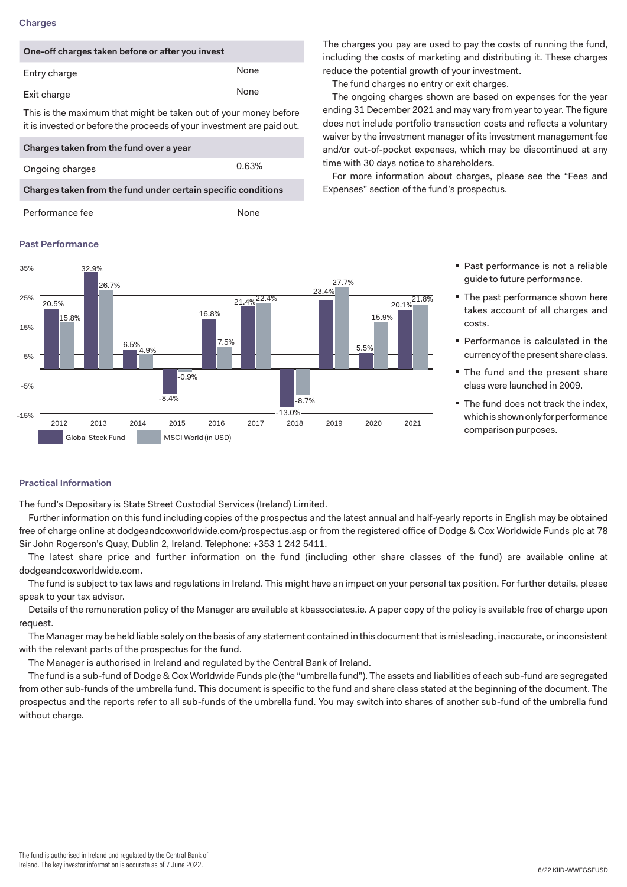## Charges

| One-off charges taken before or after you invest | |
|---|---|
| Entry charge | None |
| Exit charge | None |
| This is the maximum that might be taken out of your money before it is invested or before the proceeds of your investment are paid out. | |
| **Charges taken from the fund over a year** | |
| Ongoing charges | 0.63% |
| **Charges taken from the fund under certain specific conditions** | |
| Performance fee | None |

The charges you pay are used to pay the costs of running the fund, including the costs of marketing and distributing it. These charges reduce the potential growth of your investment.

The fund charges no entry or exit charges.

The ongoing charges shown are based on expenses for the year ending 31 December 2021 and may vary from year to year. The figure does not include portfolio transaction costs and reflects a voluntary waiver by the investment manager of its investment management fee and/or out-of-pocket expenses, which may be discontinued at any time with 30 days notice to shareholders.

For more information about charges, please see the "Fees and Expenses" section of the fund's prospectus.

## Past Performance

35%
25%
15%
5%
-5%
-15%

2012: 20.5% 15.8%
2013: 32.9% 26.7%
2014: 6.5% 4.9%
2015: -8.4% -0.9%
2016: 16.8% 7.5%
2017: 21.4% 22.4%
2018: -13.0% -8.7%
2019: 23.4% 27.7%
2020: 5.5% 15.9%
2021: 20.1% 21.8%

Global Stock Fund
MSCI World (in USD)

- Past performance is not a reliable guide to future performance.
- The past performance shown here takes account of all charges and costs.
- Performance is calculated in the currency of the present share class.
- The fund and the present share class were launched in 2009.
- The fund does not track the index, which is shown only for performance comparison purposes.

## Practical Information

The fund's Depositary is State Street Custodial Services (Ireland) Limited.

Further information on this fund including copies of the prospectus and the latest annual and half-yearly reports in English may be obtained free of charge online at dodgeandcoxworldwide.com/prospectus.asp or from the registered office of Dodge & Cox Worldwide Funds plc at 78 Sir John Rogerson's Quay, Dublin 2, Ireland. Telephone: +353 1 242 5411.

The latest share price and further information on the fund (including other share classes of the fund) are available online at dodgeandcoxworldwide.com.

The fund is subject to tax laws and regulations in Ireland. This might have an impact on your personal tax position. For further details, please speak to your tax advisor.

Details of the remuneration policy of the Manager are available at kbassociates.ie. A paper copy of the policy is available free of charge upon request.

The Manager may be held liable solely on the basis of any statement contained in this document that is misleading, inaccurate, or inconsistent with the relevant parts of the prospectus for the fund.

The Manager is authorised in Ireland and regulated by the Central Bank of Ireland.

The fund is a sub-fund of Dodge & Cox Worldwide Funds plc (the "umbrella fund"). The assets and liabilities of each sub-fund are segregated from other sub-funds of the umbrella fund. This document is specific to the fund and share class stated at the beginning of the document. The prospectus and the reports refer to all sub-funds of the umbrella fund. You may switch into shares of another sub-fund of the umbrella fund without charge.

The fund is authorised in Ireland and regulated by the Central Bank of Ireland. The key investor information is accurate as of 7 June 2022.

6/22 KIID-WWFGSFUSD